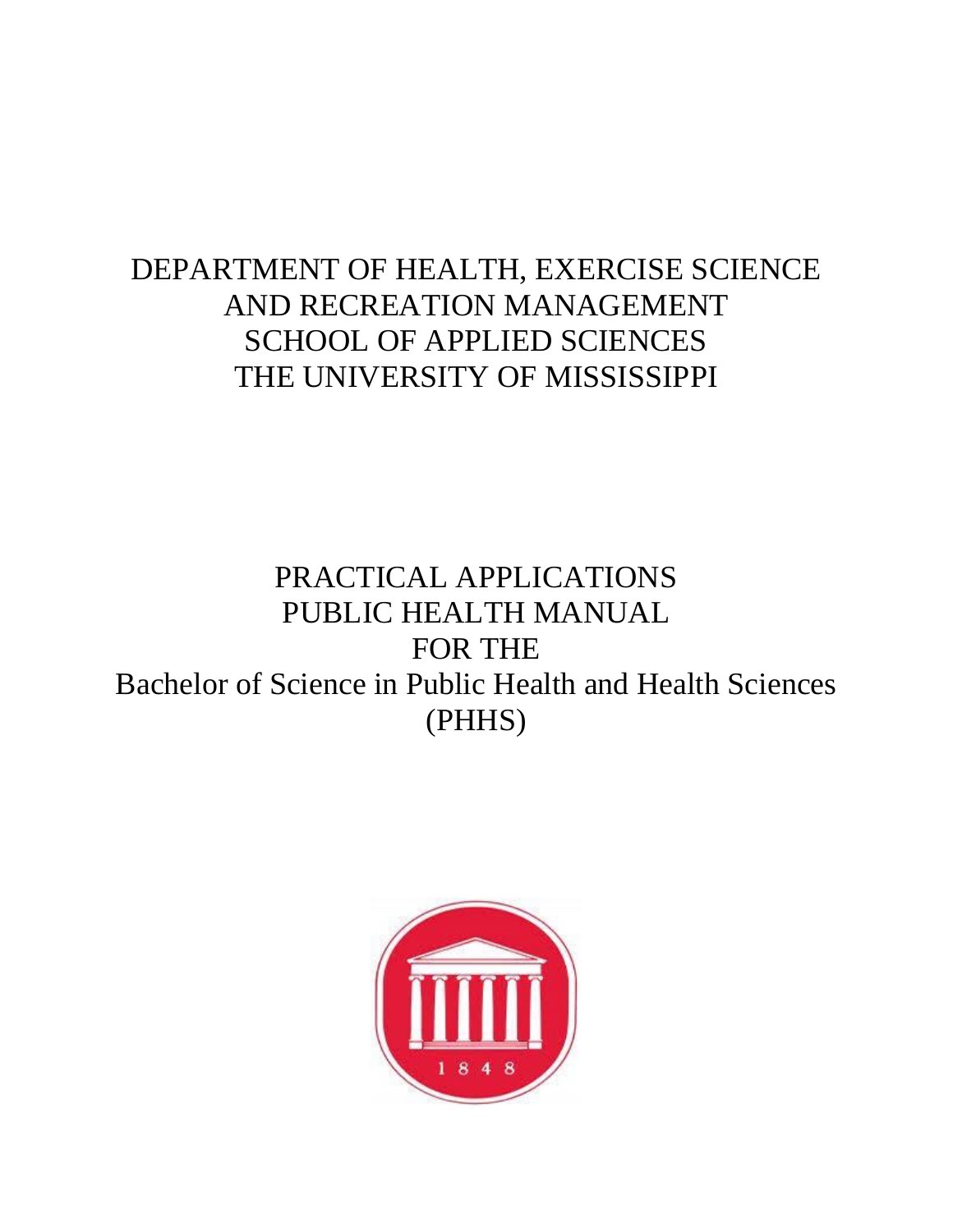# DEPARTMENT OF HEALTH, EXERCISE SCIENCE AND RECREATION MANAGEMENT
# SCHOOL OF APPLIED SCIENCES
# THE UNIVERSITY OF MISSISSIPPI

# PRACTICAL APPLICATIONS PUBLIC HEALTH MANUAL FOR THE Bachelor of Science in Public Health and Health Sciences (PHHS)

1 8 4 8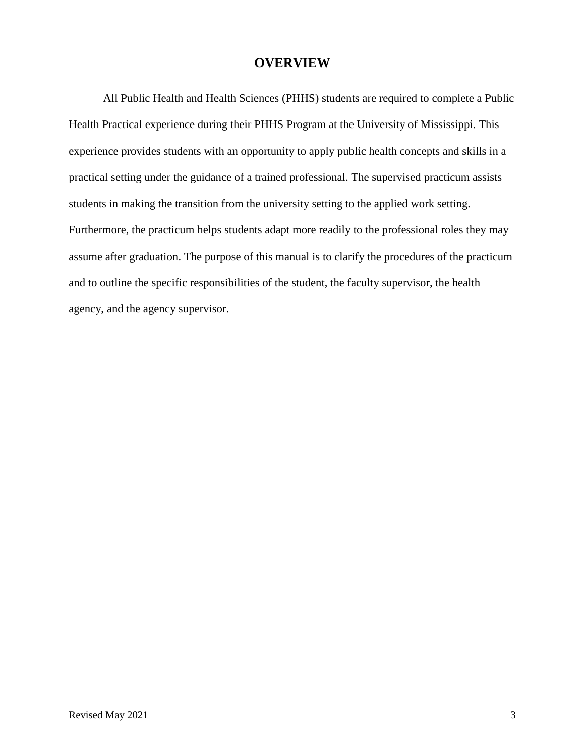# OVERVIEW

All Public Health and Health Sciences (PHHS) students are required to complete a Public Health Practical experience during their PHHS Program at the University of Mississippi. This experience provides students with an opportunity to apply public health concepts and skills in a practical setting under the guidance of a trained professional. The supervised practicum assists students in making the transition from the university setting to the applied work setting. Furthermore, the practicum helps students adapt more readily to the professional roles they may assume after graduation. The purpose of this manual is to clarify the procedures of the practicum and to outline the specific responsibilities of the student, the faculty supervisor, the health agency, and the agency supervisor.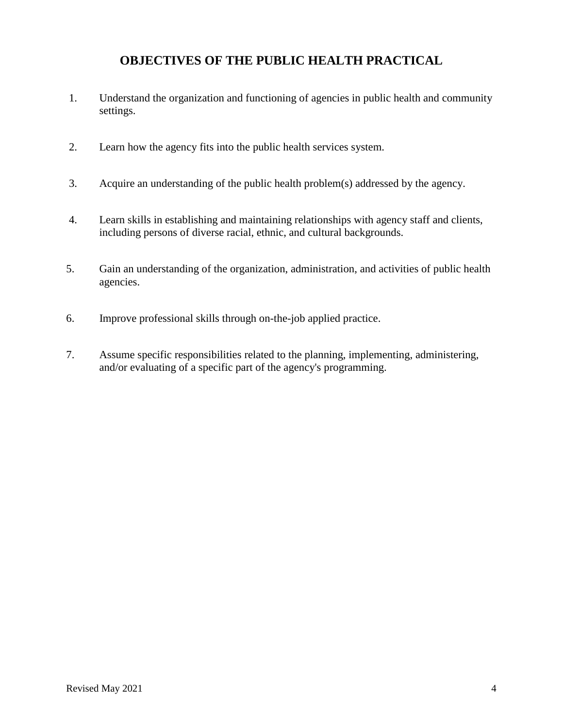# OBJECTIVES OF THE PUBLIC HEALTH PRACTICAL

1. Understand the organization and functioning of agencies in public health and community settings.

2. Learn how the agency fits into the public health services system.

3. Acquire an understanding of the public health problem(s) addressed by the agency.

4. Learn skills in establishing and maintaining relationships with agency staff and clients, including persons of diverse racial, ethnic, and cultural backgrounds.

5. Gain an understanding of the organization, administration, and activities of public health agencies.

6. Improve professional skills through on-the-job applied practice.

7. Assume specific responsibilities related to the planning, implementing, administering, and/or evaluating of a specific part of the agency's programming.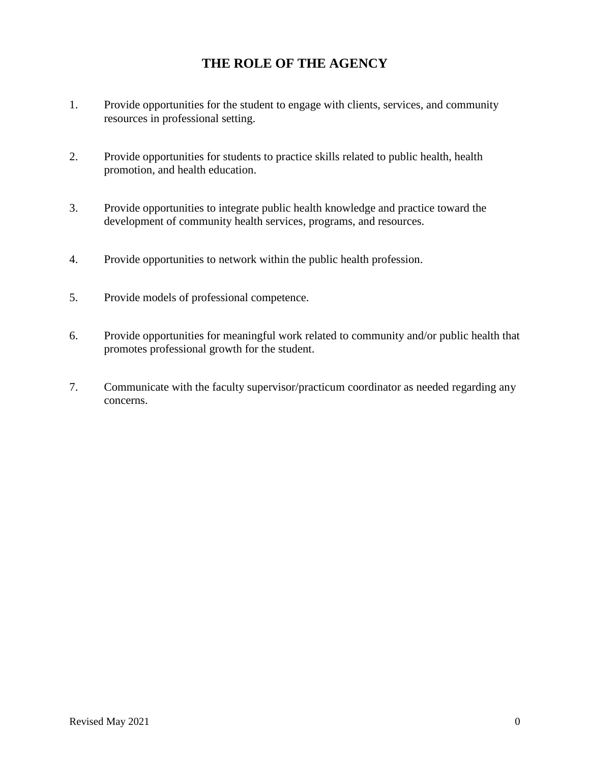# THE ROLE OF THE AGENCY

1. Provide opportunities for the student to engage with clients, services, and community resources in professional setting.

2. Provide opportunities for students to practice skills related to public health, health promotion, and health education.

3. Provide opportunities to integrate public health knowledge and practice toward the development of community health services, programs, and resources.

4. Provide opportunities to network within the public health profession.

5. Provide models of professional competence.

6. Provide opportunities for meaningful work related to community and/or public health that promotes professional growth for the student.

7. Communicate with the faculty supervisor/practicum coordinator as needed regarding any concerns.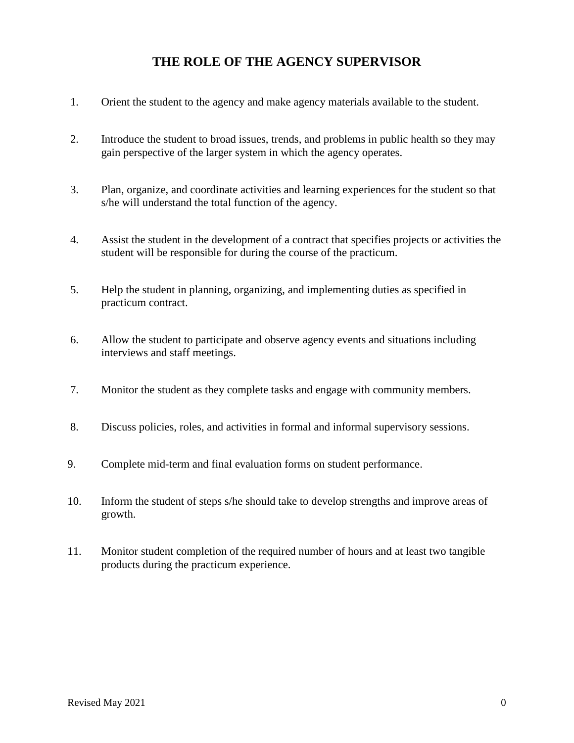# THE ROLE OF THE AGENCY SUPERVISOR

1. Orient the student to the agency and make agency materials available to the student.

2. Introduce the student to broad issues, trends, and problems in public health so they may gain perspective of the larger system in which the agency operates.

3. Plan, organize, and coordinate activities and learning experiences for the student so that s/he will understand the total function of the agency.

4. Assist the student in the development of a contract that specifies projects or activities the student will be responsible for during the course of the practicum.

5. Help the student in planning, organizing, and implementing duties as specified in practicum contract.

6. Allow the student to participate and observe agency events and situations including interviews and staff meetings.

7. Monitor the student as they complete tasks and engage with community members.

8. Discuss policies, roles, and activities in formal and informal supervisory sessions.

9. Complete mid-term and final evaluation forms on student performance.

10. Inform the student of steps s/he should take to develop strengths and improve areas of growth.

11. Monitor student completion of the required number of hours and at least two tangible products during the practicum experience.

Revised May 2021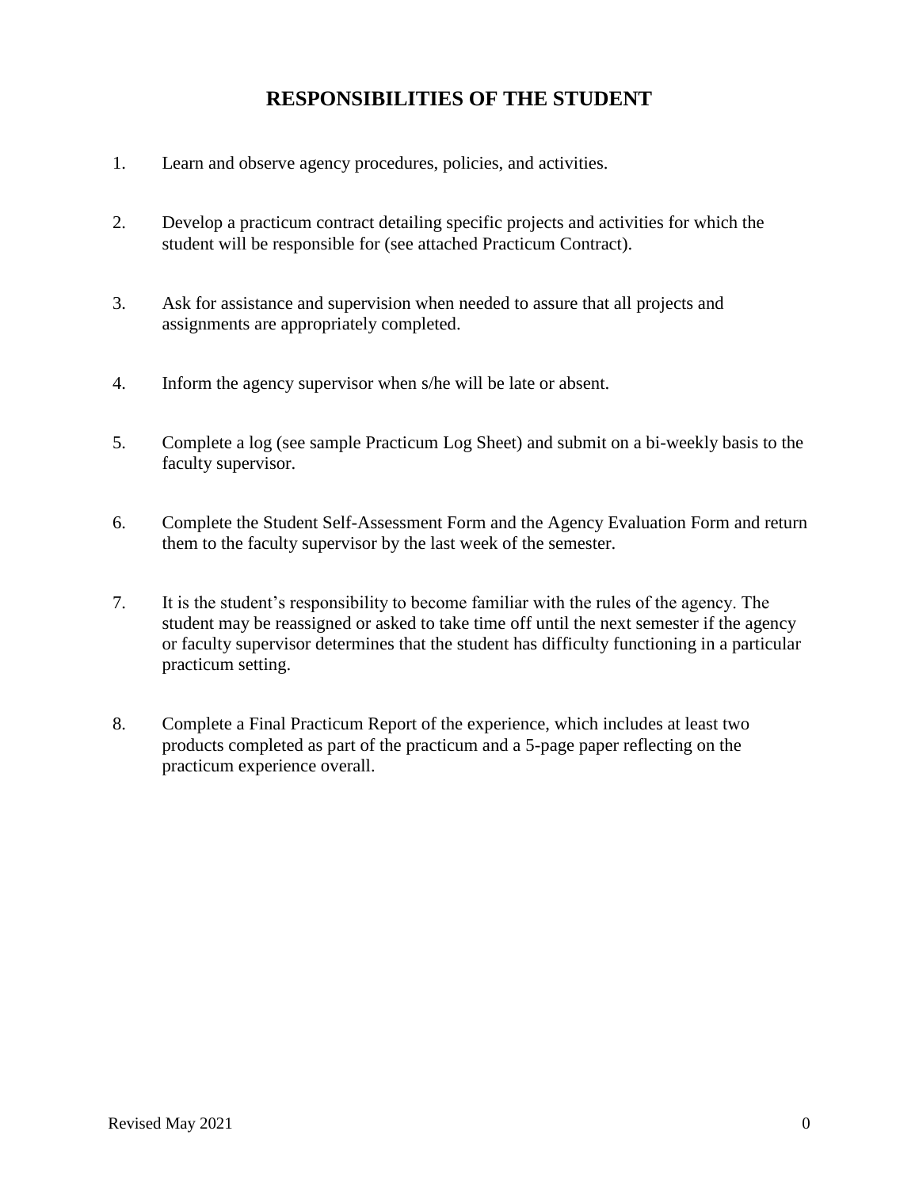## RESPONSIBILITIES OF THE STUDENT

1. Learn and observe agency procedures, policies, and activities.

2. Develop a practicum contract detailing specific projects and activities for which the student will be responsible for (see attached Practicum Contract).

3. Ask for assistance and supervision when needed to assure that all projects and assignments are appropriately completed.

4. Inform the agency supervisor when s/he will be late or absent.

5. Complete a log (see sample Practicum Log Sheet) and submit on a bi-weekly basis to the faculty supervisor.

6. Complete the Student Self-Assessment Form and the Agency Evaluation Form and return them to the faculty supervisor by the last week of the semester.

7. It is the student's responsibility to become familiar with the rules of the agency. The student may be reassigned or asked to take time off until the next semester if the agency or faculty supervisor determines that the student has difficulty functioning in a particular practicum setting.

8. Complete a Final Practicum Report of the experience, which includes at least two products completed as part of the practicum and a 5-page paper reflecting on the practicum experience overall.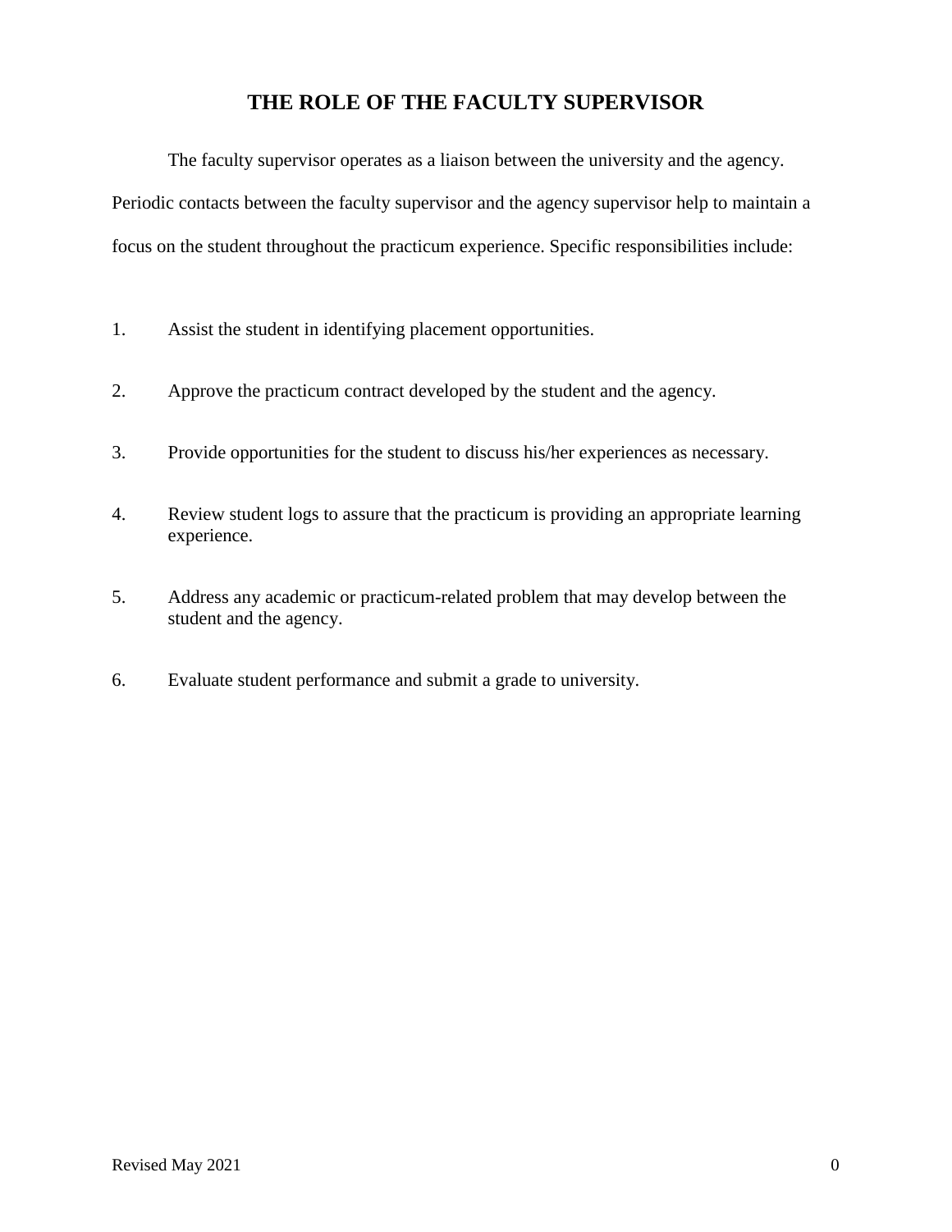# THE ROLE OF THE FACULTY SUPERVISOR

The faculty supervisor operates as a liaison between the university and the agency. Periodic contacts between the faculty supervisor and the agency supervisor help to maintain a focus on the student throughout the practicum experience. Specific responsibilities include:

1. Assist the student in identifying placement opportunities.
2. Approve the practicum contract developed by the student and the agency.
3. Provide opportunities for the student to discuss his/her experiences as necessary.
4. Review student logs to assure that the practicum is providing an appropriate learning experience.
5. Address any academic or practicum-related problem that may develop between the student and the agency.
6. Evaluate student performance and submit a grade to university.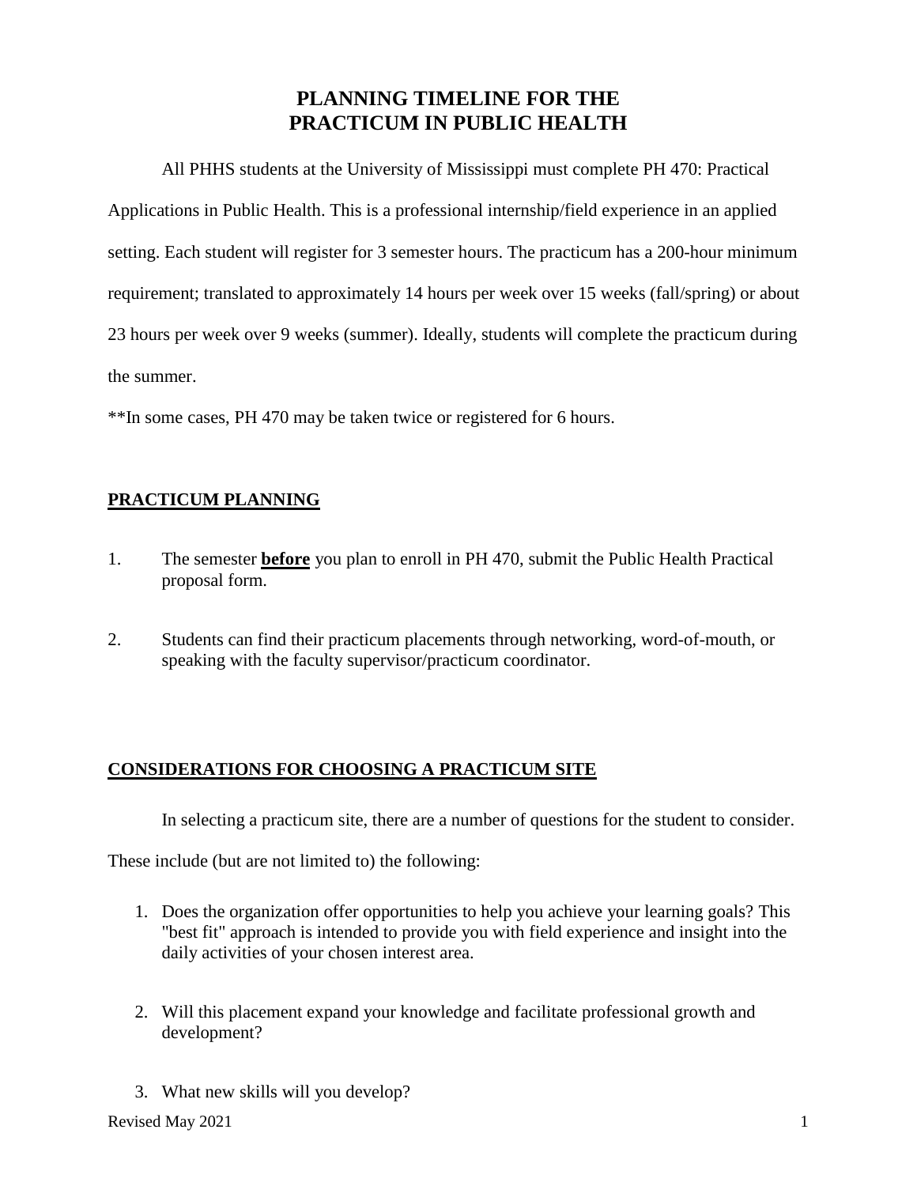# PLANNING TIMELINE FOR THE PRACTICUM IN PUBLIC HEALTH

All PHHS students at the University of Mississippi must complete PH 470: Practical Applications in Public Health. This is a professional internship/field experience in an applied setting. Each student will register for 3 semester hours. The practicum has a 200-hour minimum requirement; translated to approximately 14 hours per week over 15 weeks (fall/spring) or about 23 hours per week over 9 weeks (summer). Ideally, students will complete the practicum during the summer.

**In some cases, PH 470 may be taken twice or registered for 6 hours.

## PRACTICUM PLANNING

1. The semester **before** you plan to enroll in PH 470, submit the Public Health Practical proposal form.

2. Students can find their practicum placements through networking, word-of-mouth, or speaking with the faculty supervisor/practicum coordinator.

## CONSIDERATIONS FOR CHOOSING A PRACTICUM SITE

In selecting a practicum site, there are a number of questions for the student to consider. These include (but are not limited to) the following:

1. Does the organization offer opportunities to help you achieve your learning goals? This "best fit" approach is intended to provide you with field experience and insight into the daily activities of your chosen interest area.

2. Will this placement expand your knowledge and facilitate professional growth and development?

3. What new skills will you develop?

Revised May 2021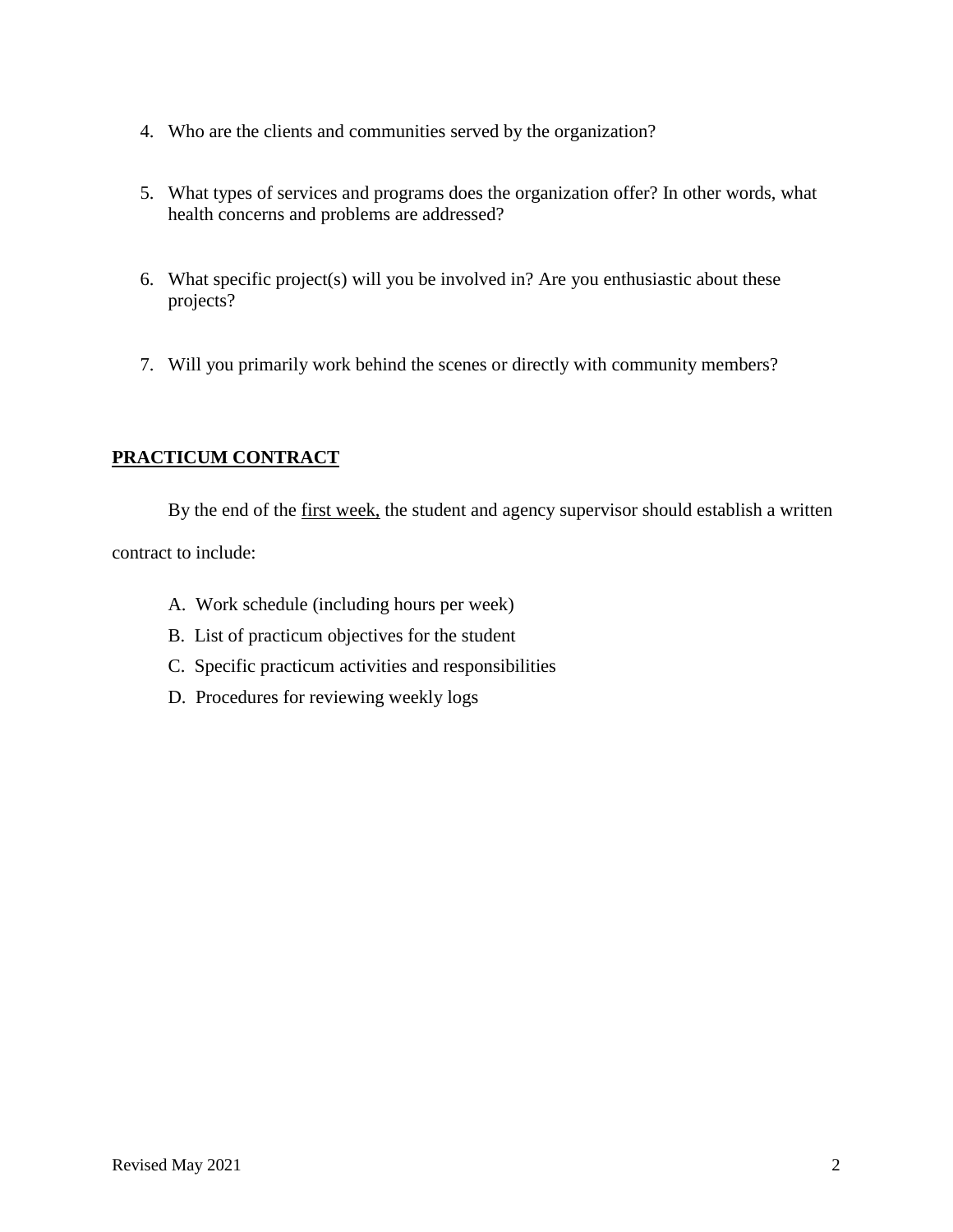4. Who are the clients and communities served by the organization?

5. What types of services and programs does the organization offer? In other words, what health concerns and problems are addressed?

6. What specific project(s) will you be involved in? Are you enthusiastic about these projects?

7. Will you primarily work behind the scenes or directly with community members?

## **PRACTICUM CONTRACT**

By the end of the first week, the student and agency supervisor should establish a written contract to include:

A. Work schedule (including hours per week)

B. List of practicum objectives for the student

C. Specific practicum activities and responsibilities

D. Procedures for reviewing weekly logs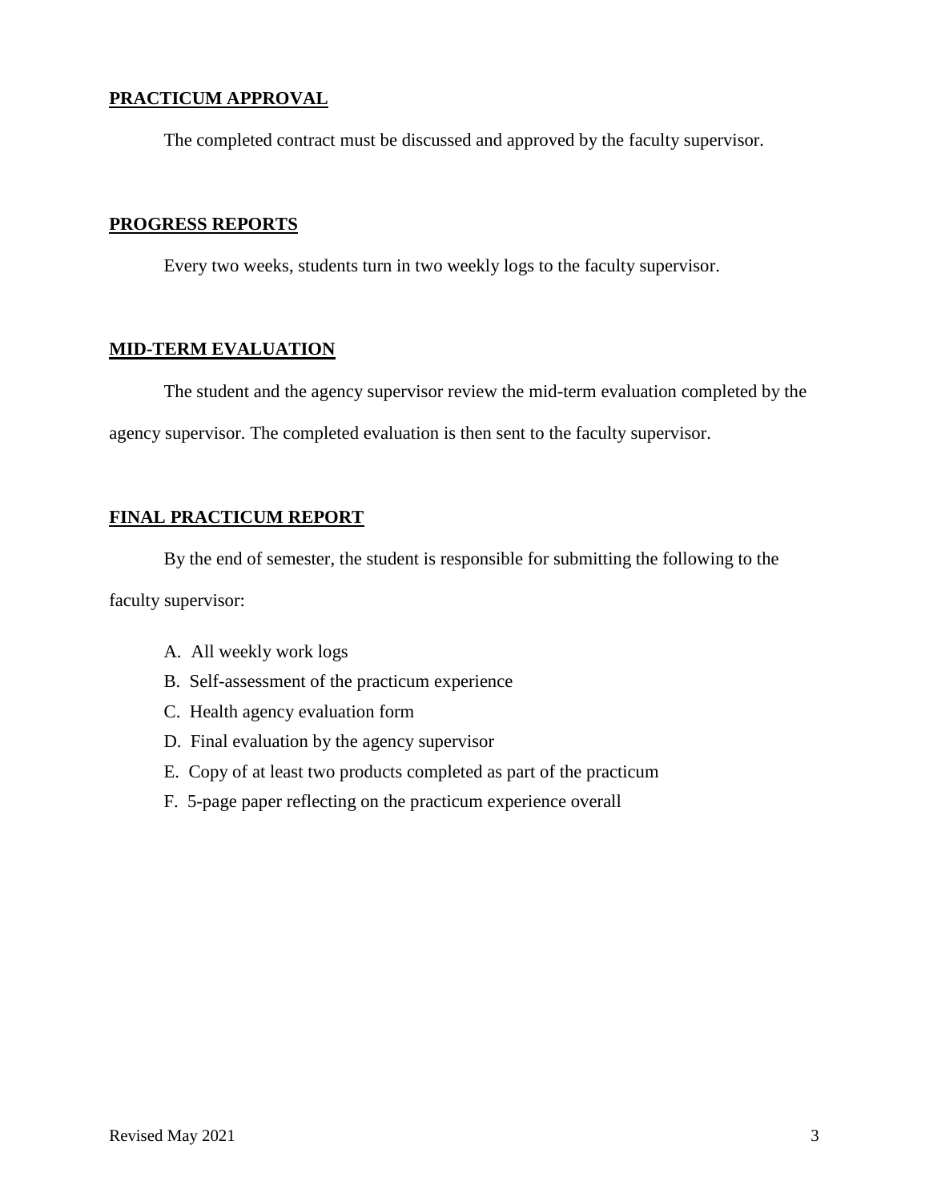## PRACTICUM APPROVAL

The completed contract must be discussed and approved by the faculty supervisor.

## PROGRESS REPORTS

Every two weeks, students turn in two weekly logs to the faculty supervisor.

## MID-TERM EVALUATION

The student and the agency supervisor review the mid-term evaluation completed by the agency supervisor. The completed evaluation is then sent to the faculty supervisor.

## FINAL PRACTICUM REPORT

By the end of semester, the student is responsible for submitting the following to the faculty supervisor:

A. All weekly work logs
B. Self-assessment of the practicum experience
C. Health agency evaluation form
D. Final evaluation by the agency supervisor
E. Copy of at least two products completed as part of the practicum
F. 5-page paper reflecting on the practicum experience overall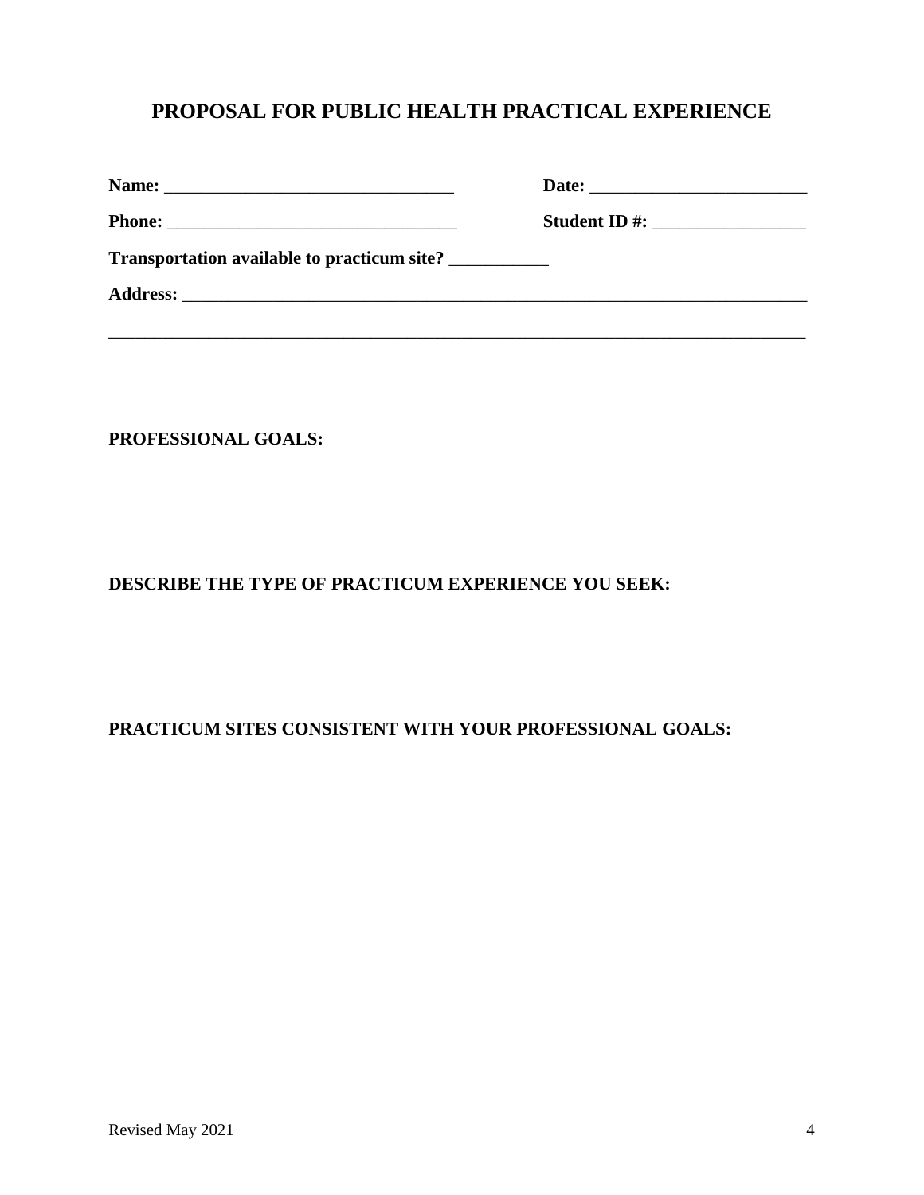# PROPOSAL FOR PUBLIC HEALTH PRACTICAL EXPERIENCE

**Name:** _________________________________ **Date:** _________________________

**Phone:** _________________________________ **Student ID #:** _________________

**Transportation available to practicum site?** ___________

**Address:** ___________________________________________________________________________

_________________________________________________________________________________

**PROFESSIONAL GOALS:**

**DESCRIBE THE TYPE OF PRACTICUM EXPERIENCE YOU SEEK:**

**PRACTICUM SITES CONSISTENT WITH YOUR PROFESSIONAL GOALS:**

Revised May 2021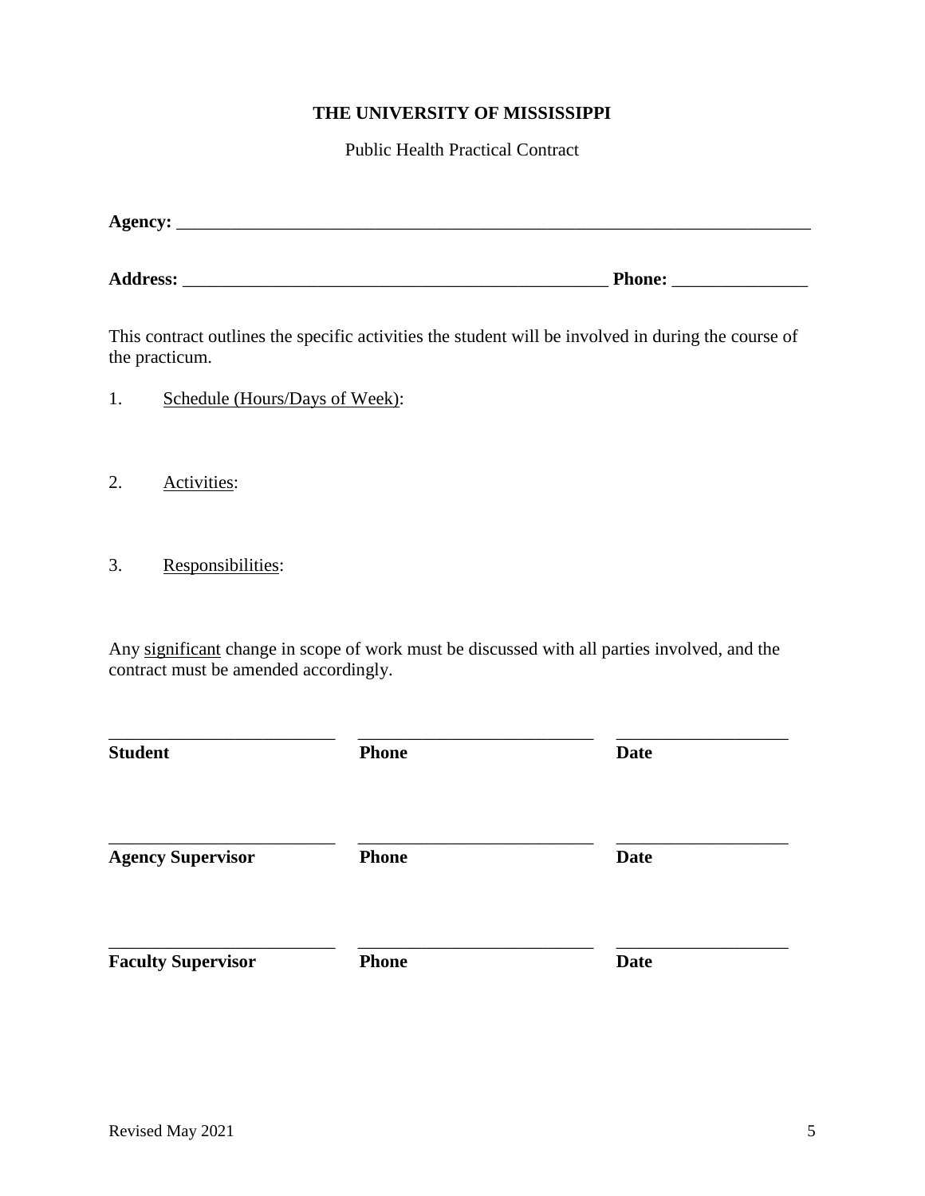**THE UNIVERSITY OF MISSISSIPPI**

Public Health Practical Contract

**Agency:** ___________________________________________________________________________

**Address:** _________________________________________________ **Phone:** _______________

This contract outlines the specific activities the student will be involved in during the course of the practicum.

1. Schedule (Hours/Days of Week):

2. Activities:

3. Responsibilities:

Any significant change in scope of work must be discussed with all parties involved, and the contract must be amended accordingly.

| | | |
|---|---|---|
| __________________________ | ___________________________ | ____________________ |
| **Student** | **Phone** | **Date** |
| __________________________ | ___________________________ | ____________________ |
| **Agency Supervisor** | **Phone** | **Date** |
| __________________________ | ___________________________ | ____________________ |
| **Faculty Supervisor** | **Phone** | **Date** |

Revised May 2021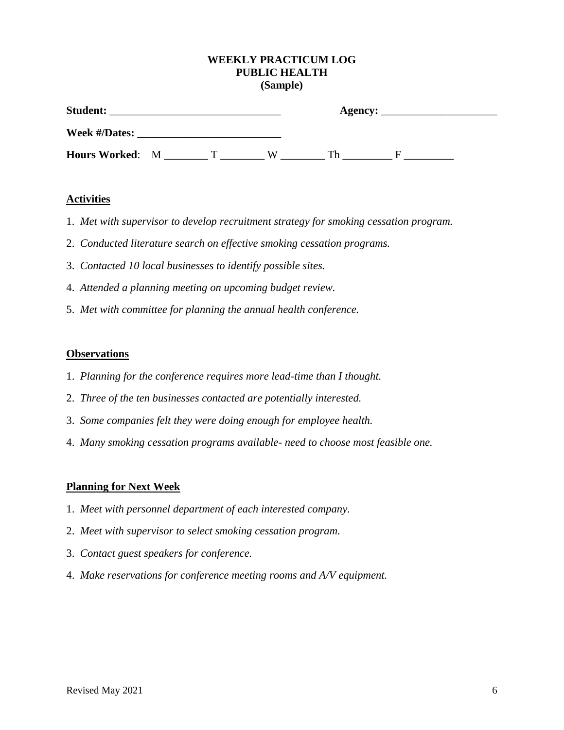**WEEKLY PRACTICUM LOG**
**PUBLIC HEALTH**
**(Sample)**

**Student:** _______________________________ **Agency:** _____________________

**Week #/Dates:** __________________________

**Hours Worked**: M ________ T ________ W ________ Th _________ F _________

**Activities**

1. *Met with supervisor to develop recruitment strategy for smoking cessation program.*
2. *Conducted literature search on effective smoking cessation programs.*
3. *Contacted 10 local businesses to identify possible sites.*
4. *Attended a planning meeting on upcoming budget review.*
5. *Met with committee for planning the annual health conference.*

**Observations**

1. *Planning for the conference requires more lead-time than I thought.*
2. *Three of the ten businesses contacted are potentially interested.*
3. *Some companies felt they were doing enough for employee health.*
4. *Many smoking cessation programs available- need to choose most feasible one.*

**Planning for Next Week**

1. *Meet with personnel department of each interested company.*
2. *Meet with supervisor to select smoking cessation program.*
3. *Contact guest speakers for conference.*
4. *Make reservations for conference meeting rooms and A/V equipment.*

Revised May 2021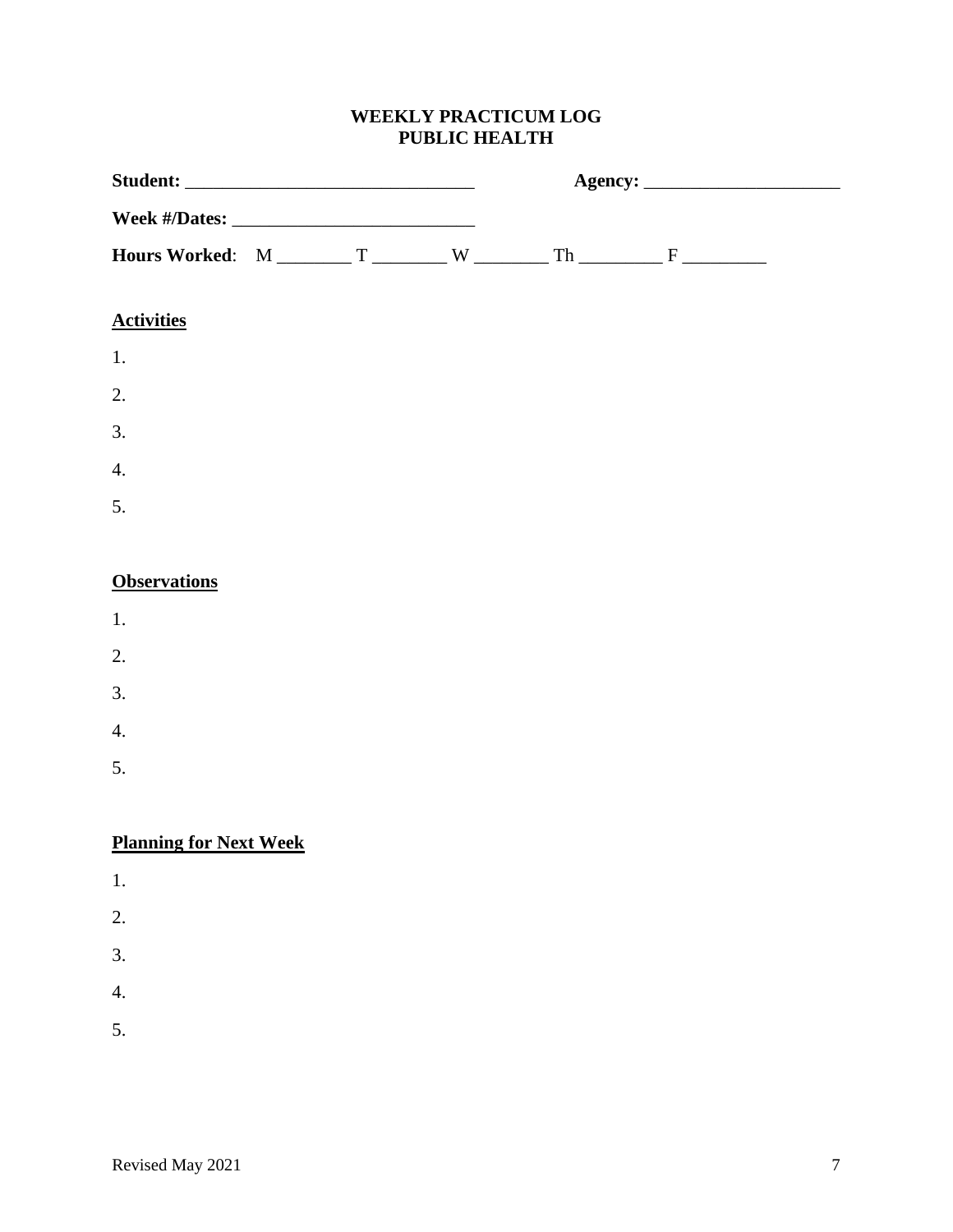# WEEKLY PRACTICUM LOG
# PUBLIC HEALTH

**Student:** ______________________________ **Agency:** ____________________

**Week #/Dates:** ________________________

**Hours Worked**: M ________ T ________ W ________ Th _________ F _________

**Activities**

1.

2.

3.

4.

5.

**Observations**

1.

2.

3.

4.

5.

**Planning for Next Week**

1.

2.

3.

4.

5.

Revised May 2021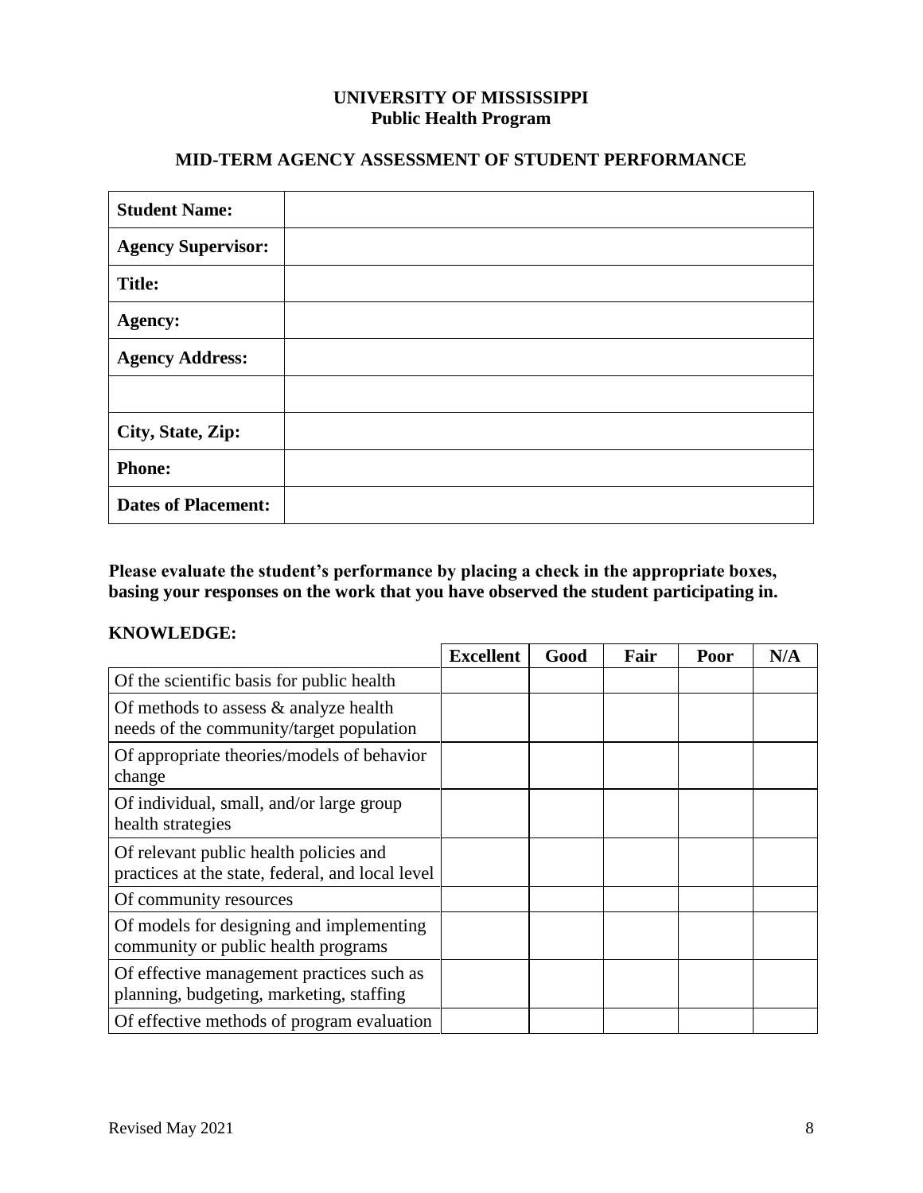**UNIVERSITY OF MISSISSIPPI**
**Public Health Program**

## MID-TERM AGENCY ASSESSMENT OF STUDENT PERFORMANCE

| | |
|---|---|
| **Student Name:** | |
| **Agency Supervisor:** | |
| **Title:** | |
| **Agency:** | |
| **Agency Address:** | |
| | |
| **City, State, Zip:** | |
| **Phone:** | |
| **Dates of Placement:** | |

**Please evaluate the student's performance by placing a check in the appropriate boxes, basing your responses on the work that you have observed the student participating in.**

### KNOWLEDGE:

| | Excellent | Good | Fair | Poor | N/A |
|---|---|---|---|---|---|
| Of the scientific basis for public health | | | | | |
| Of methods to assess & analyze health needs of the community/target population | | | | | |
| Of appropriate theories/models of behavior change | | | | | |
| Of individual, small, and/or large group health strategies | | | | | |
| Of relevant public health policies and practices at the state, federal, and local level | | | | | |
| Of community resources | | | | | |
| Of models for designing and implementing community or public health programs | | | | | |
| Of effective management practices such as planning, budgeting, marketing, staffing | | | | | |
| Of effective methods of program evaluation | | | | | |

Revised May 2021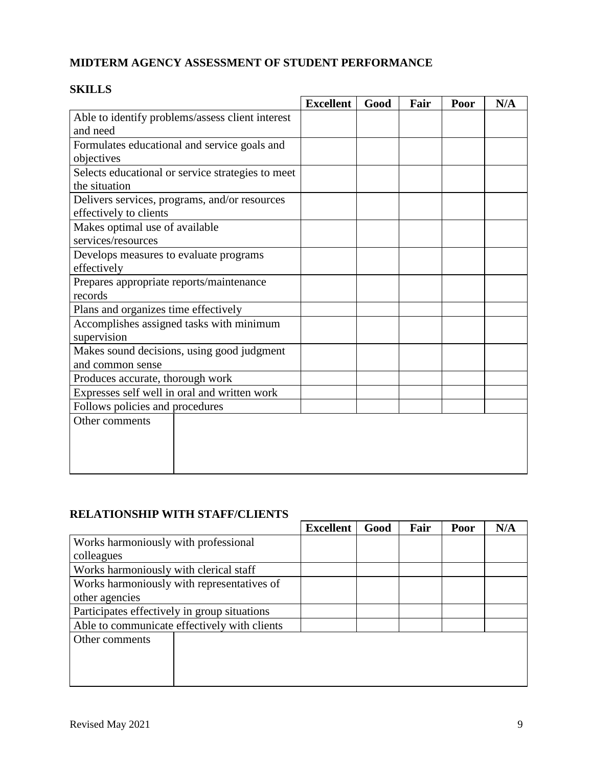## MIDTERM AGENCY ASSESSMENT OF STUDENT PERFORMANCE

### SKILLS

| | Excellent | Good | Fair | Poor | N/A |
|---|---|---|---|---|---|
| Able to identify problems/assess client interest and need | | | | | |
| Formulates educational and service goals and objectives | | | | | |
| Selects educational or service strategies to meet the situation | | | | | |
| Delivers services, programs, and/or resources effectively to clients | | | | | |
| Makes optimal use of available services/resources | | | | | |
| Develops measures to evaluate programs effectively | | | | | |
| Prepares appropriate reports/maintenance records | | | | | |
| Plans and organizes time effectively | | | | | |
| Accomplishes assigned tasks with minimum supervision | | | | | |
| Makes sound decisions, using good judgment and common sense | | | | | |
| Produces accurate, thorough work | | | | | |
| Expresses self well in oral and written work | | | | | |
| Follows policies and procedures | | | | | |
| Other comments | | | | | |

### RELATIONSHIP WITH STAFF/CLIENTS

| | Excellent | Good | Fair | Poor | N/A |
|---|---|---|---|---|---|
| Works harmoniously with professional colleagues | | | | | |
| Works harmoniously with clerical staff | | | | | |
| Works harmoniously with representatives of other agencies | | | | | |
| Participates effectively in group situations | | | | | |
| Able to communicate effectively with clients | | | | | |
| Other comments | | | | | |

Revised May 2021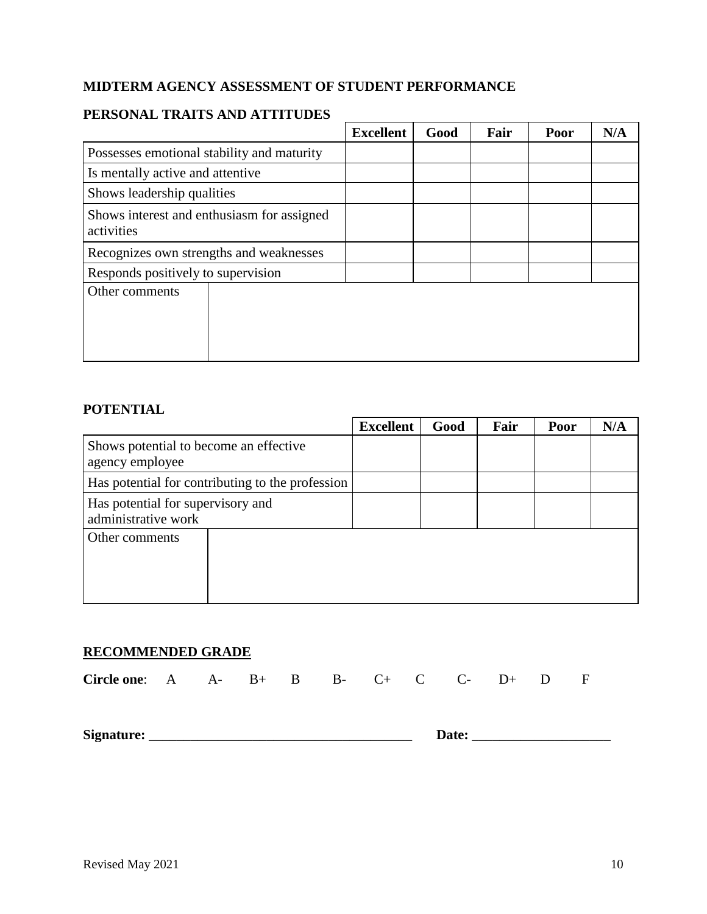## MIDTERM AGENCY ASSESSMENT OF STUDENT PERFORMANCE

### PERSONAL TRAITS AND ATTITUDES

| | Excellent | Good | Fair | Poor | N/A |
|---|---|---|---|---|---|
| Possesses emotional stability and maturity | | | | | |
| Is mentally active and attentive | | | | | |
| Shows leadership qualities | | | | | |
| Shows interest and enthusiasm for assigned activities | | | | | |
| Recognizes own strengths and weaknesses | | | | | |
| Responds positively to supervision | | | | | |
| Other comments | | | | | |

### POTENTIAL

| | Excellent | Good | Fair | Poor | N/A |
|---|---|---|---|---|---|
| Shows potential to become an effective agency employee | | | | | |
| Has potential for contributing to the profession | | | | | |
| Has potential for supervisory and administrative work | | | | | |
| Other comments | | | | | |

### RECOMMENDED GRADE

**Circle one**: A A- B+ B B- C+ C C- D+ D F

**Signature:** _______________________________________ **Date:** ____________________

Revised May 2021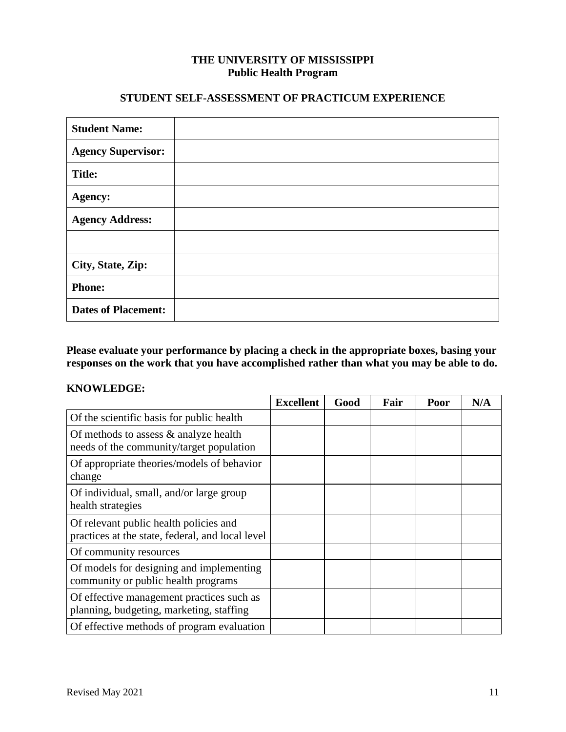**THE UNIVERSITY OF MISSISSIPPI**
**Public Health Program**

**STUDENT SELF-ASSESSMENT OF PRACTICUM EXPERIENCE**

| | |
|---|---|
| **Student Name:** | |
| **Agency Supervisor:** | |
| **Title:** | |
| **Agency:** | |
| **Agency Address:** | |
| | |
| **City, State, Zip:** | |
| **Phone:** | |
| **Dates of Placement:** | |

**Please evaluate your performance by placing a check in the appropriate boxes, basing your responses on the work that you have accomplished rather than what you may be able to do.**

**KNOWLEDGE:**

| | Excellent | Good | Fair | Poor | N/A |
|---|---|---|---|---|---|
| Of the scientific basis for public health | | | | | |
| Of methods to assess & analyze health needs of the community/target population | | | | | |
| Of appropriate theories/models of behavior change | | | | | |
| Of individual, small, and/or large group health strategies | | | | | |
| Of relevant public health policies and practices at the state, federal, and local level | | | | | |
| Of community resources | | | | | |
| Of models for designing and implementing community or public health programs | | | | | |
| Of effective management practices such as planning, budgeting, marketing, staffing | | | | | |
| Of effective methods of program evaluation | | | | | |

Revised May 2021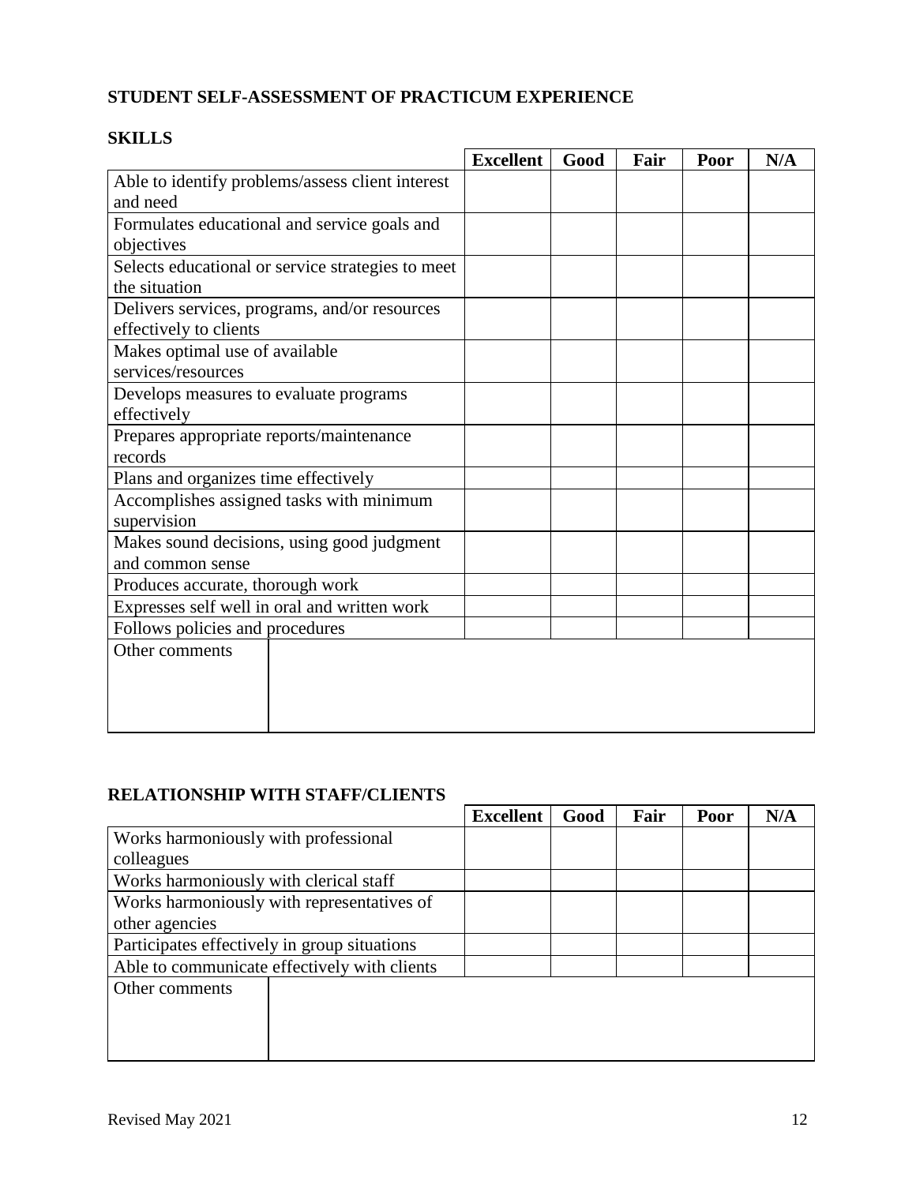**STUDENT SELF-ASSESSMENT OF PRACTICUM EXPERIENCE**

**SKILLS**

| | Excellent | Good | Fair | Poor | N/A |
|---|---|---|---|---|---|
| Able to identify problems/assess client interest and need | | | | | |
| Formulates educational and service goals and objectives | | | | | |
| Selects educational or service strategies to meet the situation | | | | | |
| Delivers services, programs, and/or resources effectively to clients | | | | | |
| Makes optimal use of available services/resources | | | | | |
| Develops measures to evaluate programs effectively | | | | | |
| Prepares appropriate reports/maintenance records | | | | | |
| Plans and organizes time effectively | | | | | |
| Accomplishes assigned tasks with minimum supervision | | | | | |
| Makes sound decisions, using good judgment and common sense | | | | | |
| Produces accurate, thorough work | | | | | |
| Expresses self well in oral and written work | | | | | |
| Follows policies and procedures | | | | | |
| Other comments | | | | | |

**RELATIONSHIP WITH STAFF/CLIENTS**

| | Excellent | Good | Fair | Poor | N/A |
|---|---|---|---|---|---|
| Works harmoniously with professional colleagues | | | | | |
| Works harmoniously with clerical staff | | | | | |
| Works harmoniously with representatives of other agencies | | | | | |
| Participates effectively in group situations | | | | | |
| Able to communicate effectively with clients | | | | | |
| Other comments | | | | | |

Revised May 2021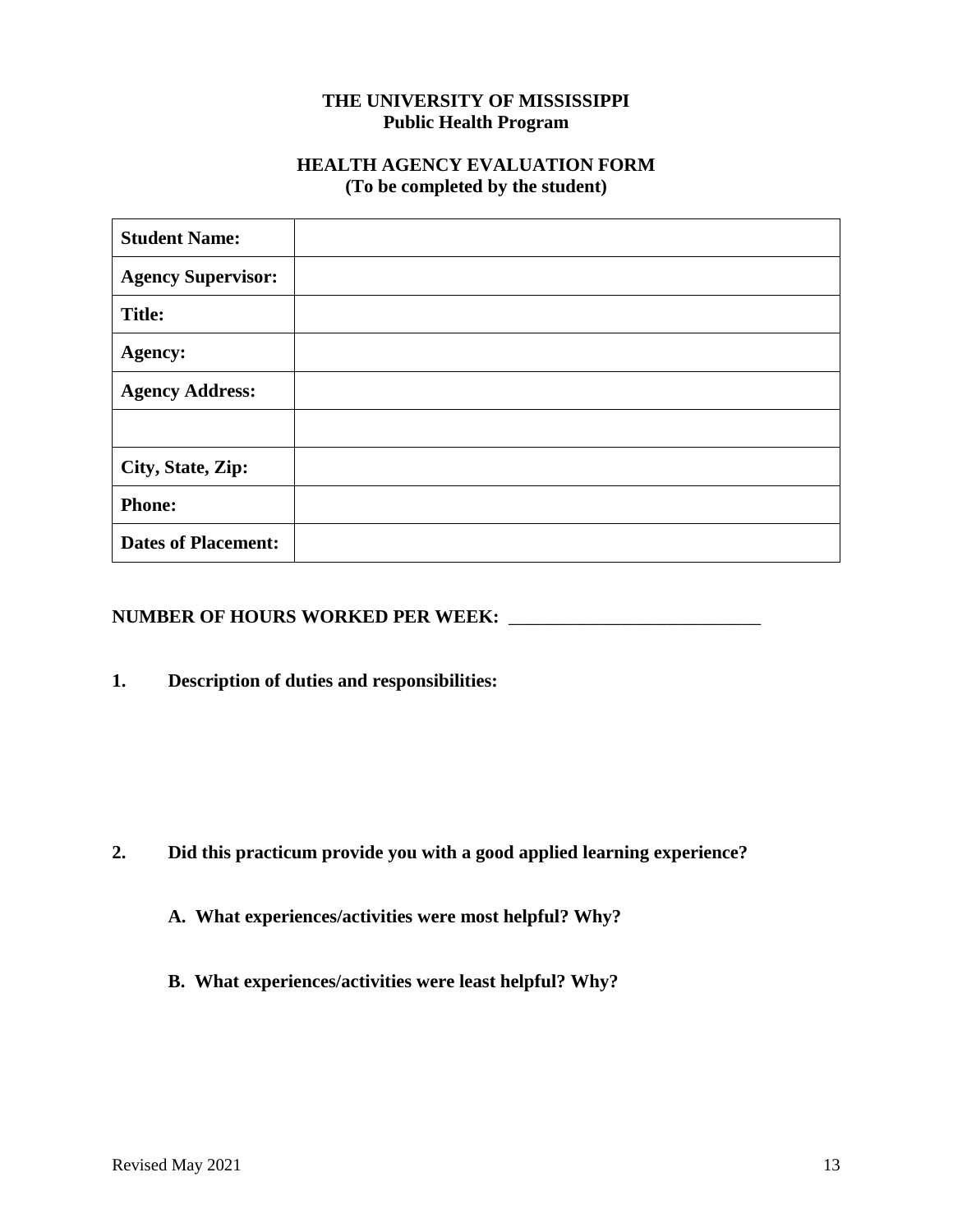**THE UNIVERSITY OF MISSISSIPPI**
**Public Health Program**

**HEALTH AGENCY EVALUATION FORM**
**(To be completed by the student)**

| | |
|---|---|
| **Student Name:** | |
| **Agency Supervisor:** | |
| **Title:** | |
| **Agency:** | |
| **Agency Address:** | |
| | |
| **City, State, Zip:** | |
| **Phone:** | |
| **Dates of Placement:** | |

**NUMBER OF HOURS WORKED PER WEEK:** ____________________________

**1. Description of duties and responsibilities:**

**2. Did this practicum provide you with a good applied learning experience?**

**A. What experiences/activities were most helpful? Why?**

**B. What experiences/activities were least helpful? Why?**

Revised May 2021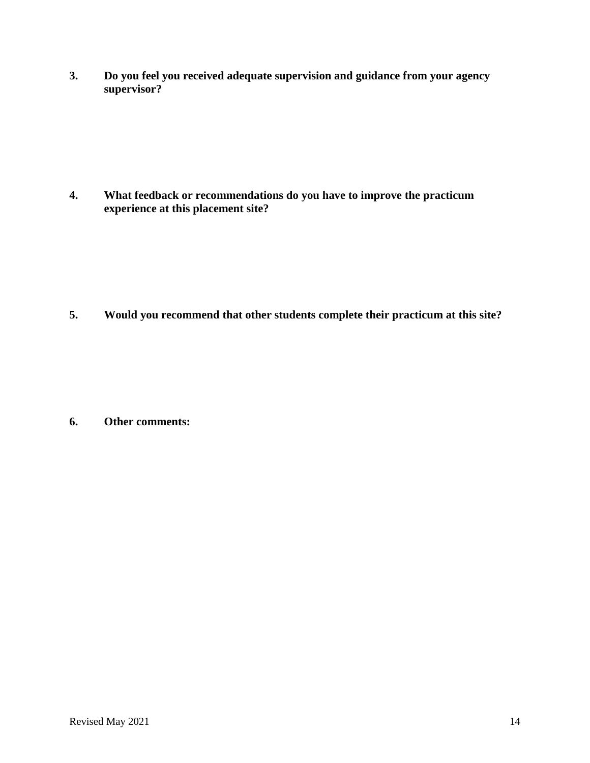**3. Do you feel you received adequate supervision and guidance from your agency supervisor?**

**4. What feedback or recommendations do you have to improve the practicum experience at this placement site?**

**5. Would you recommend that other students complete their practicum at this site?**

**6. Other comments:**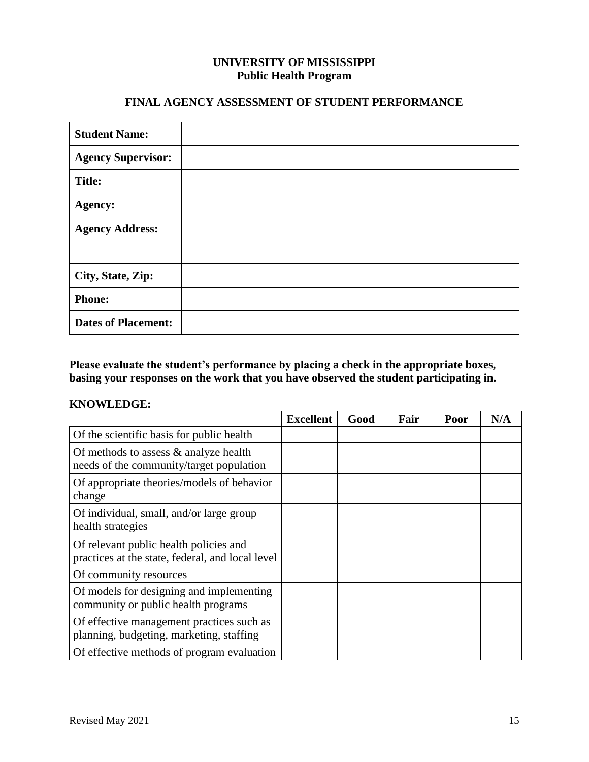**UNIVERSITY OF MISSISSIPPI**
**Public Health Program**

## FINAL AGENCY ASSESSMENT OF STUDENT PERFORMANCE

| | |
|---|---|
| **Student Name:** | |
| **Agency Supervisor:** | |
| **Title:** | |
| **Agency:** | |
| **Agency Address:** | |
| | |
| **City, State, Zip:** | |
| **Phone:** | |
| **Dates of Placement:** | |

**Please evaluate the student's performance by placing a check in the appropriate boxes, basing your responses on the work that you have observed the student participating in.**

**KNOWLEDGE:**

| | Excellent | Good | Fair | Poor | N/A |
|---|---|---|---|---|---|
| Of the scientific basis for public health | | | | | |
| Of methods to assess & analyze health needs of the community/target population | | | | | |
| Of appropriate theories/models of behavior change | | | | | |
| Of individual, small, and/or large group health strategies | | | | | |
| Of relevant public health policies and practices at the state, federal, and local level | | | | | |
| Of community resources | | | | | |
| Of models for designing and implementing community or public health programs | | | | | |
| Of effective management practices such as planning, budgeting, marketing, staffing | | | | | |
| Of effective methods of program evaluation | | | | | |

Revised May 2021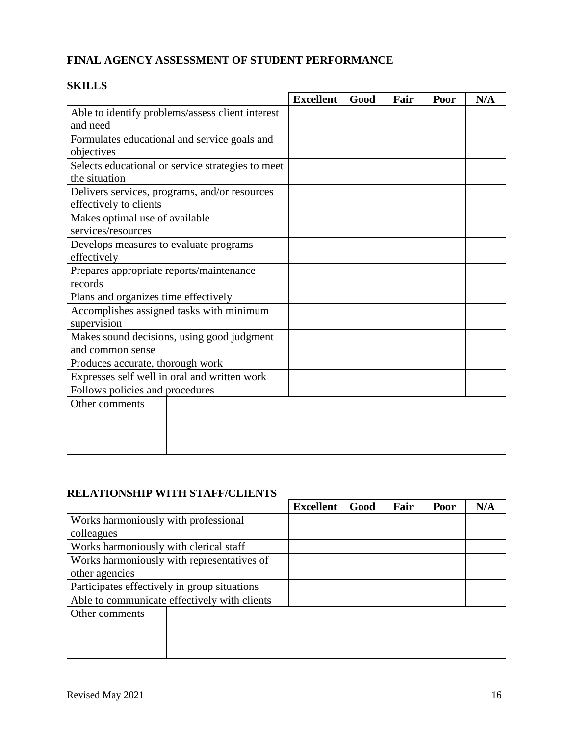## FINAL AGENCY ASSESSMENT OF STUDENT PERFORMANCE

### SKILLS

| | Excellent | Good | Fair | Poor | N/A |
|---|---|---|---|---|---|
| Able to identify problems/assess client interest and need | | | | | |
| Formulates educational and service goals and objectives | | | | | |
| Selects educational or service strategies to meet the situation | | | | | |
| Delivers services, programs, and/or resources effectively to clients | | | | | |
| Makes optimal use of available services/resources | | | | | |
| Develops measures to evaluate programs effectively | | | | | |
| Prepares appropriate reports/maintenance records | | | | | |
| Plans and organizes time effectively | | | | | |
| Accomplishes assigned tasks with minimum supervision | | | | | |
| Makes sound decisions, using good judgment and common sense | | | | | |
| Produces accurate, thorough work | | | | | |
| Expresses self well in oral and written work | | | | | |
| Follows policies and procedures | | | | | |
| Other comments | | | | | |

### RELATIONSHIP WITH STAFF/CLIENTS

| | Excellent | Good | Fair | Poor | N/A |
|---|---|---|---|---|---|
| Works harmoniously with professional colleagues | | | | | |
| Works harmoniously with clerical staff | | | | | |
| Works harmoniously with representatives of other agencies | | | | | |
| Participates effectively in group situations | | | | | |
| Able to communicate effectively with clients | | | | | |
| Other comments | | | | | |

Revised May 2021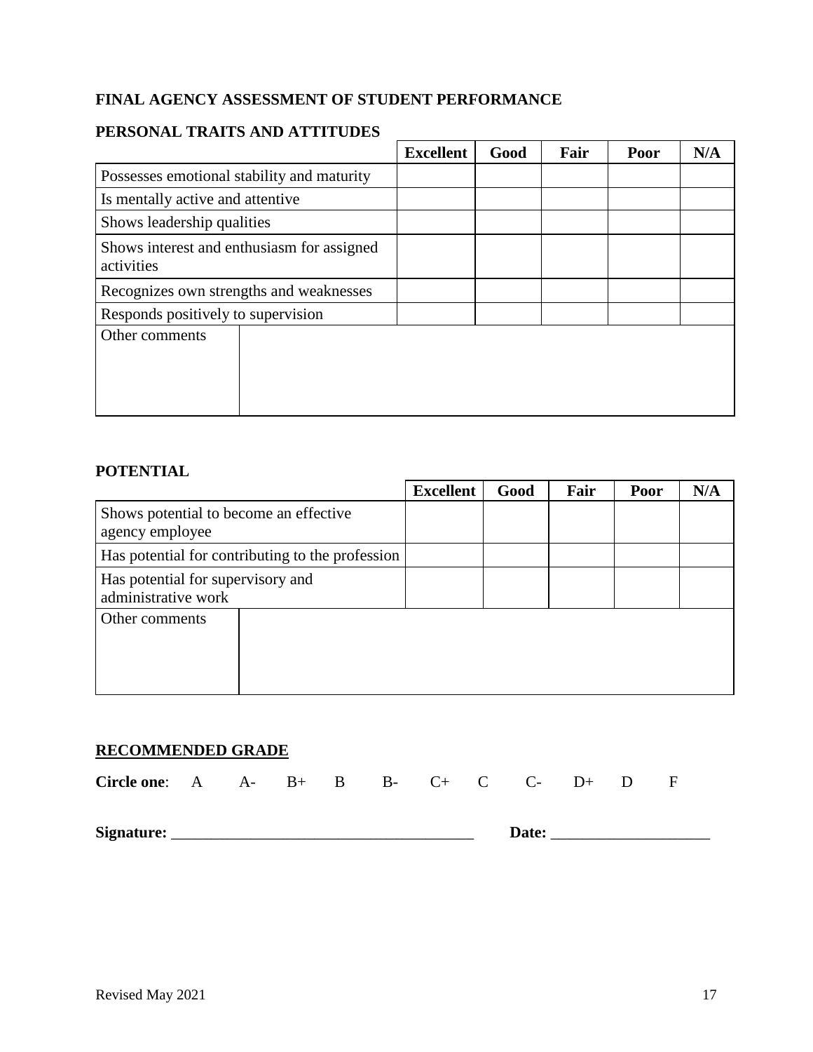**FINAL AGENCY ASSESSMENT OF STUDENT PERFORMANCE**

**PERSONAL TRAITS AND ATTITUDES**

| | Excellent | Good | Fair | Poor | N/A |
|---|---|---|---|---|---|
| Possesses emotional stability and maturity | | | | | |
| Is mentally active and attentive | | | | | |
| Shows leadership qualities | | | | | |
| Shows interest and enthusiasm for assigned activities | | | | | |
| Recognizes own strengths and weaknesses | | | | | |
| Responds positively to supervision | | | | | |
| Other comments | | | | | |

**POTENTIAL**

| | Excellent | Good | Fair | Poor | N/A |
|---|---|---|---|---|---|
| Shows potential to become an effective agency employee | | | | | |
| Has potential for contributing to the profession | | | | | |
| Has potential for supervisory and administrative work | | | | | |
| Other comments | | | | | |

**RECOMMENDED GRADE**

**Circle one**: A A- B+ B B- C+ C C- D+ D F

**Signature:** ______________________________________ **Date:** ____________________

Revised May 2021